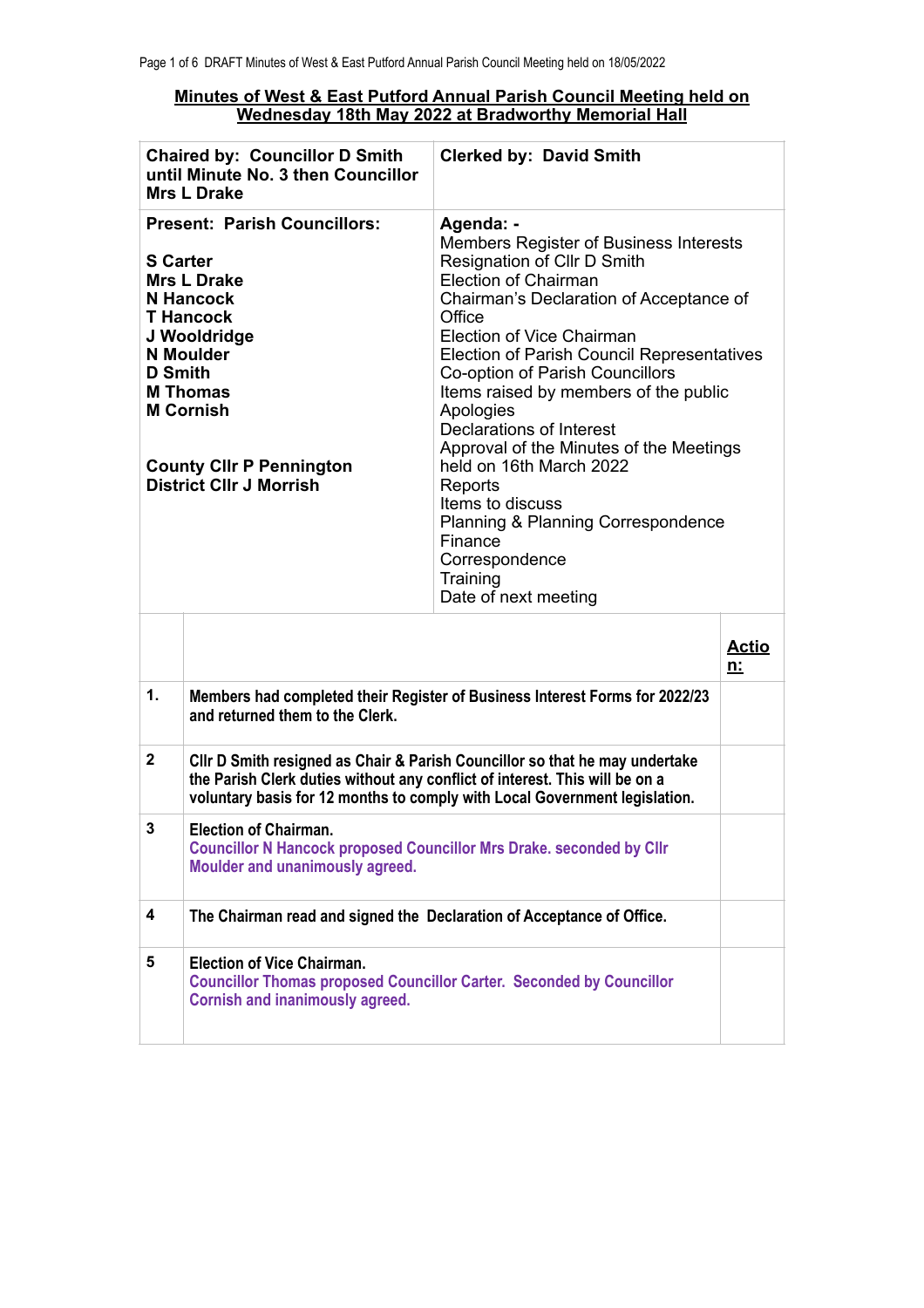## Minutes of West & East Putford Annual Parish Council Meeting held on Wednesday 18th May 2022 at Bradworthy Memorial Hall

| **Chaired by: Councillor D Smith until Minute No. 3 then Councillor Mrs L Drake** | **Clerked by: David Smith** |
|---|---|
| **Present: Parish Councillors:**<br><br>**S Carter**<br>**Mrs L Drake**<br>**N Hancock**<br>**T Hancock**<br>**J Wooldridge**<br>**N Moulder**<br>**D Smith**<br>**M Thomas**<br>**M Cornish**<br><br>**County Cllr P Pennington**<br>**District Cllr J Morrish** | **Agenda: -**<br>Members Register of Business Interests<br>Resignation of Cllr D Smith<br>Election of Chairman<br>Chairman's Declaration of Acceptance of Office<br>Election of Vice Chairman<br>Election of Parish Council Representatives<br>Co-option of Parish Councillors<br>Items raised by members of the public<br>Apologies<br>Declarations of Interest<br>Approval of the Minutes of the Meetings held on 16th March 2022<br>Reports<br>Items to discuss<br>Planning & Planning Correspondence<br>Finance<br>Correspondence<br>Training<br>Date of next meeting |

| | | **Action:** |
|---|---|---|
| **1.** | **Members had completed their Register of Business Interest Forms for 2022/23 and returned them to the Clerk.** | |
| **2** | **Cllr D Smith resigned as Chair & Parish Councillor so that he may undertake the Parish Clerk duties without any conflict of interest. This will be on a voluntary basis for 12 months to comply with Local Government legislation.** | |
| **3** | **Election of Chairman.**<br>**Councillor N Hancock proposed Councillor Mrs Drake. seconded by Cllr Moulder and unanimously agreed.** | |
| **4** | **The Chairman read and signed the Declaration of Acceptance of Office.** | |
| **5** | **Election of Vice Chairman.**<br>**Councillor Thomas proposed Councillor Carter. Seconded by Councillor Cornish and inanimously agreed.** | |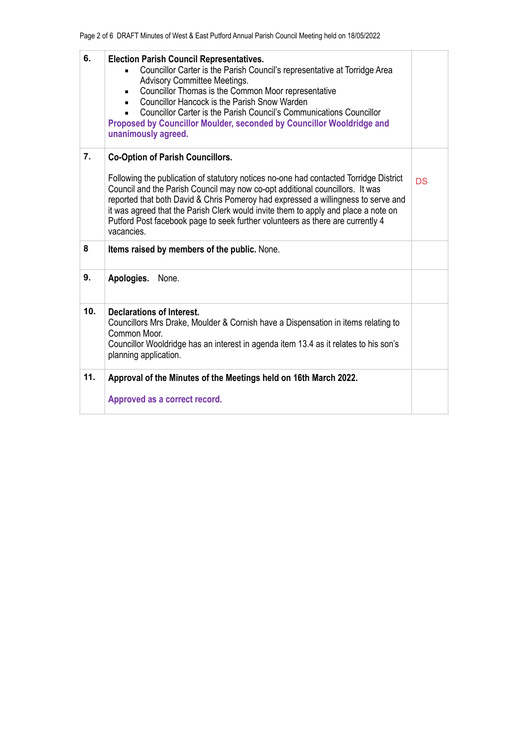| | | |
|---|---|---|
| 6. | **Election Parish Council Representatives.**<br>▪ Councillor Carter is the Parish Council's representative at Torridge Area Advisory Committee Meetings.<br>▪ Councillor Thomas is the Common Moor representative<br>▪ Councillor Hancock is the Parish Snow Warden<br>▪ Councillor Carter is the Parish Council's Communications Councillor<br>**Proposed by Councillor Moulder, seconded by Councillor Wooldridge and unanimously agreed.** | |
| 7. | **Co-Option of Parish Councillors.**<br><br>Following the publication of statutory notices no-one had contacted Torridge District Council and the Parish Council may now co-opt additional councillors. It was reported that both David & Chris Pomeroy had expressed a willingness to serve and it was agreed that the Parish Clerk would invite them to apply and place a note on Putford Post facebook page to seek further volunteers as there are currently 4 vacancies. | DS |
| 8 | **Items raised by members of the public.** None. | |
| 9. | **Apologies.** None. | |
| 10. | **Declarations of Interest.**<br>Councillors Mrs Drake, Moulder & Cornish have a Dispensation in items relating to Common Moor.<br>Councillor Wooldridge has an interest in agenda item 13.4 as it relates to his son's planning application. | |
| 11. | **Approval of the Minutes of the Meetings held on 16th March 2022.**<br><br>**Approved as a correct record.** | |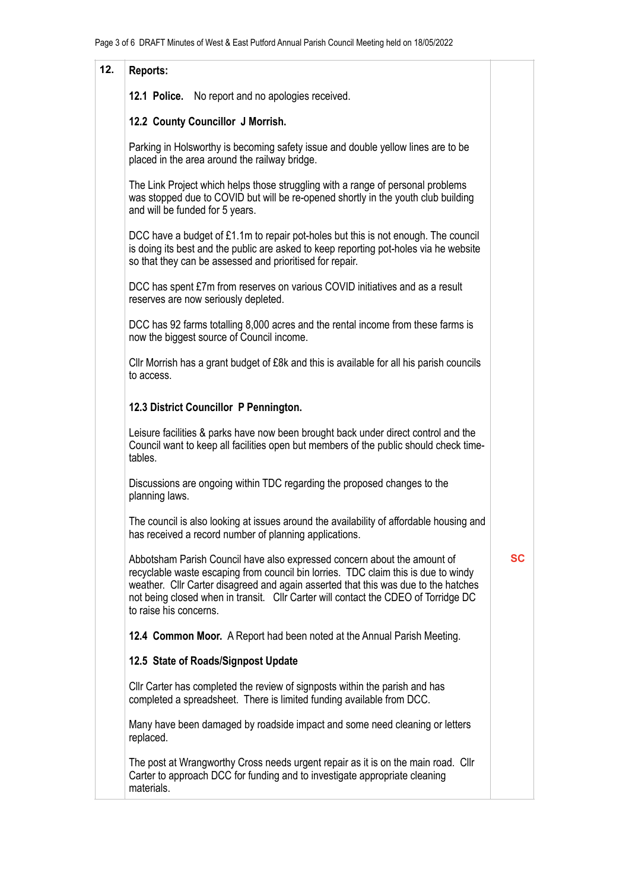| 12. | **Reports:** | |
|---|---|---|
| | **12.1 Police.** No report and no apologies received. | |
| | **12.2 County Councillor J Morrish.** | |
| | Parking in Holsworthy is becoming safety issue and double yellow lines are to be placed in the area around the railway bridge. | |
| | The Link Project which helps those struggling with a range of personal problems was stopped due to COVID but will be re-opened shortly in the youth club building and will be funded for 5 years. | |
| | DCC have a budget of £1.1m to repair pot-holes but this is not enough. The council is doing its best and the public are asked to keep reporting pot-holes via he website so that they can be assessed and prioritised for repair. | |
| | DCC has spent £7m from reserves on various COVID initiatives and as a result reserves are now seriously depleted. | |
| | DCC has 92 farms totalling 8,000 acres and the rental income from these farms is now the biggest source of Council income. | |
| | Cllr Morrish has a grant budget of £8k and this is available for all his parish councils to access. | |
| | **12.3 District Councillor P Pennington.** | |
| | Leisure facilities & parks have now been brought back under direct control and the Council want to keep all facilities open but members of the public should check time-tables. | |
| | Discussions are ongoing within TDC regarding the proposed changes to the planning laws. | |
| | The council is also looking at issues around the availability of affordable housing and has received a record number of planning applications. | |
| | Abbotsham Parish Council have also expressed concern about the amount of recyclable waste escaping from council bin lorries. TDC claim this is due to windy weather. Cllr Carter disagreed and again asserted that this was due to the hatches not being closed when in transit. Cllr Carter will contact the CDEO of Torridge DC to raise his concerns. | **SC** |
| | **12.4 Common Moor.** A Report had been noted at the Annual Parish Meeting. | |
| | **12.5 State of Roads/Signpost Update** | |
| | Cllr Carter has completed the review of signposts within the parish and has completed a spreadsheet. There is limited funding available from DCC. | |
| | Many have been damaged by roadside impact and some need cleaning or letters replaced. | |
| | The post at Wrangworthy Cross needs urgent repair as it is on the main road. Cllr Carter to approach DCC for funding and to investigate appropriate cleaning materials. | |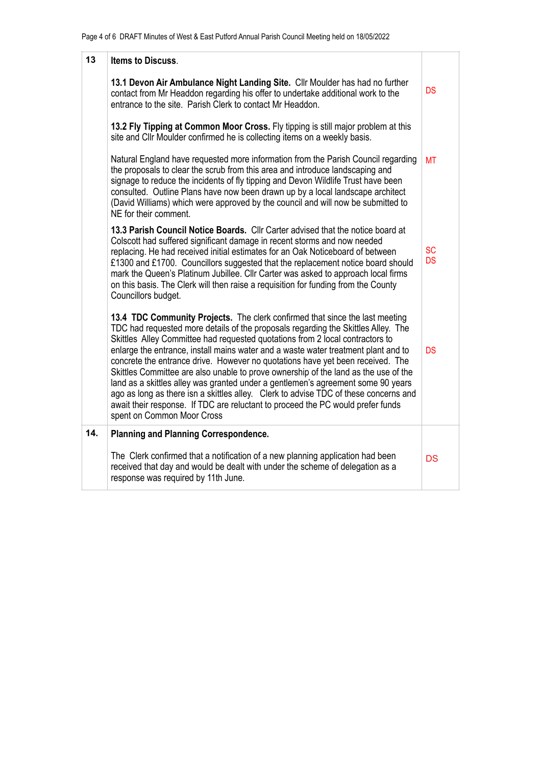| | | |
|---|---|---|
| 13 | **Items to Discuss**. | |
| | **13.1 Devon Air Ambulance Night Landing Site.** Cllr Moulder has had no further contact from Mr Headdon regarding his offer to undertake additional work to the entrance to the site. Parish Clerk to contact Mr Headdon. | DS |
| | **13.2 Fly Tipping at Common Moor Cross.** Fly tipping is still major problem at this site and Cllr Moulder confirmed he is collecting items on a weekly basis. | |
| | Natural England have requested more information from the Parish Council regarding the proposals to clear the scrub from this area and introduce landscaping and signage to reduce the incidents of fly tipping and Devon Wildlife Trust have been consulted. Outline Plans have now been drawn up by a local landscape architect (David Williams) which were approved by the council and will now be submitted to NE for their comment. | MT |
| | **13.3 Parish Council Notice Boards.** Cllr Carter advised that the notice board at Colscott had suffered significant damage in recent storms and now needed replacing. He had received initial estimates for an Oak Noticeboard of between £1300 and £1700. Councillors suggested that the replacement notice board should mark the Queen's Platinum Jubillee. Cllr Carter was asked to approach local firms on this basis. The Clerk will then raise a requisition for funding from the County Councillors budget. | SC DS |
| | **13.4 TDC Community Projects.** The clerk confirmed that since the last meeting TDC had requested more details of the proposals regarding the Skittles Alley. The Skittles Alley Committee had requested quotations from 2 local contractors to enlarge the entrance, install mains water and a waste water treatment plant and to concrete the entrance drive. However no quotations have yet been received. The Skittles Committee are also unable to prove ownership of the land as the use of the land as a skittles alley was granted under a gentlemen's agreement some 90 years ago as long as there isn a skittles alley. Clerk to advise TDC of these concerns and await their response. If TDC are reluctant to proceed the PC would prefer funds spent on Common Moor Cross | DS |
| 14. | **Planning and Planning Correspondence.** | |
| | The Clerk confirmed that a notification of a new planning application had been received that day and would be dealt with under the scheme of delegation as a response was required by 11th June. | DS |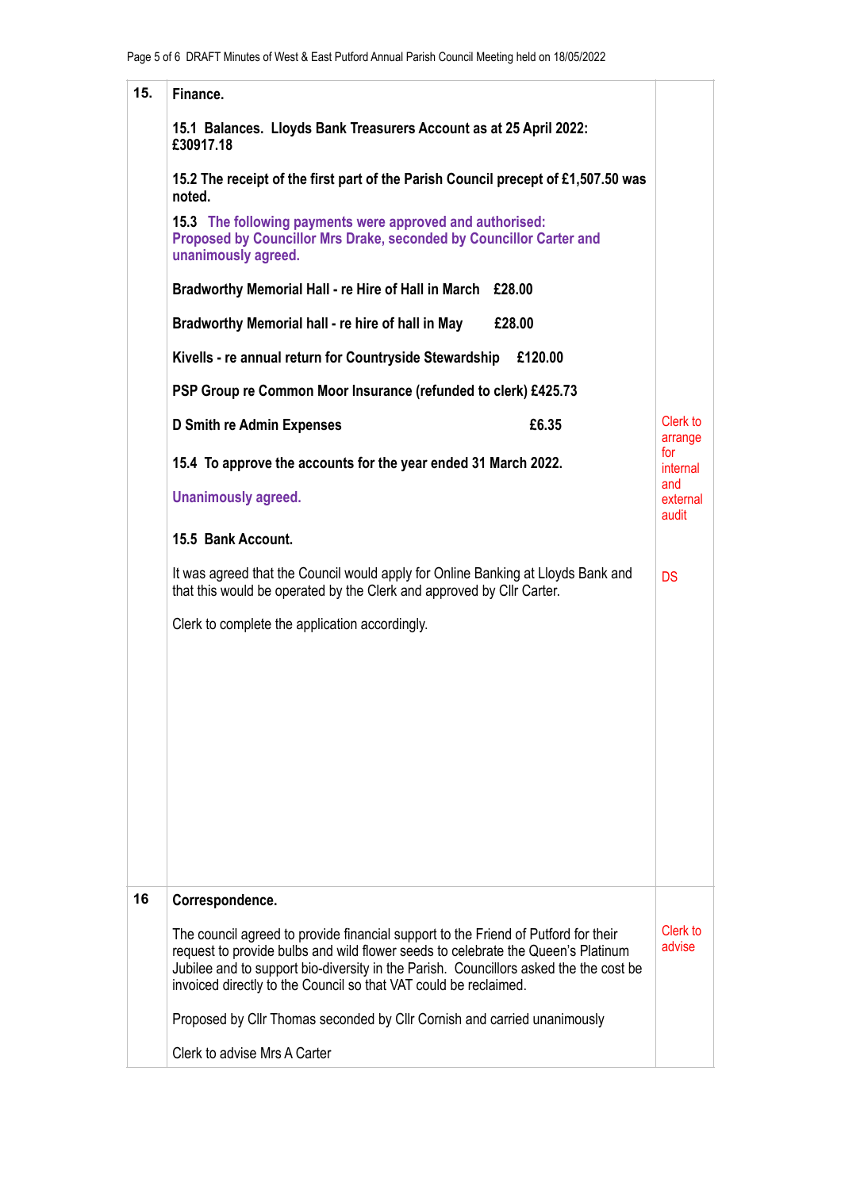| | | |
|---|---|---|
| **15.** | **Finance.**<br><br>**15.1 Balances. Lloyds Bank Treasurers Account as at 25 April 2022: £30917.18**<br><br>**15.2 The receipt of the first part of the Parish Council precept of £1,507.50 was noted.**<br><br>**15.3 The following payments were approved and authorised: Proposed by Councillor Mrs Drake, seconded by Councillor Carter and unanimously agreed.**<br><br>**Bradworthy Memorial Hall - re Hire of Hall in March £28.00**<br><br>**Bradworthy Memorial hall - re hire of hall in May £28.00**<br><br>**Kivells - re annual return for Countryside Stewardship £120.00**<br><br>**PSP Group re Common Moor Insurance (refunded to clerk) £425.73**<br><br>**D Smith re Admin Expenses £6.35**<br><br>**15.4 To approve the accounts for the year ended 31 March 2022.**<br><br>**Unanimously agreed.**<br><br>**15.5 Bank Account.**<br><br>It was agreed that the Council would apply for Online Banking at Lloyds Bank and that this would be operated by the Clerk and approved by Cllr Carter.<br><br>Clerk to complete the application accordingly. | Clerk to arrange for internal and external audit<br><br>DS |
| **16** | **Correspondence.**<br><br>The council agreed to provide financial support to the Friend of Putford for their request to provide bulbs and wild flower seeds to celebrate the Queen's Platinum Jubilee and to support bio-diversity in the Parish. Councillors asked the the cost be invoiced directly to the Council so that VAT could be reclaimed.<br><br>Proposed by Cllr Thomas seconded by Cllr Cornish and carried unanimously<br><br>Clerk to advise Mrs A Carter | Clerk to advise |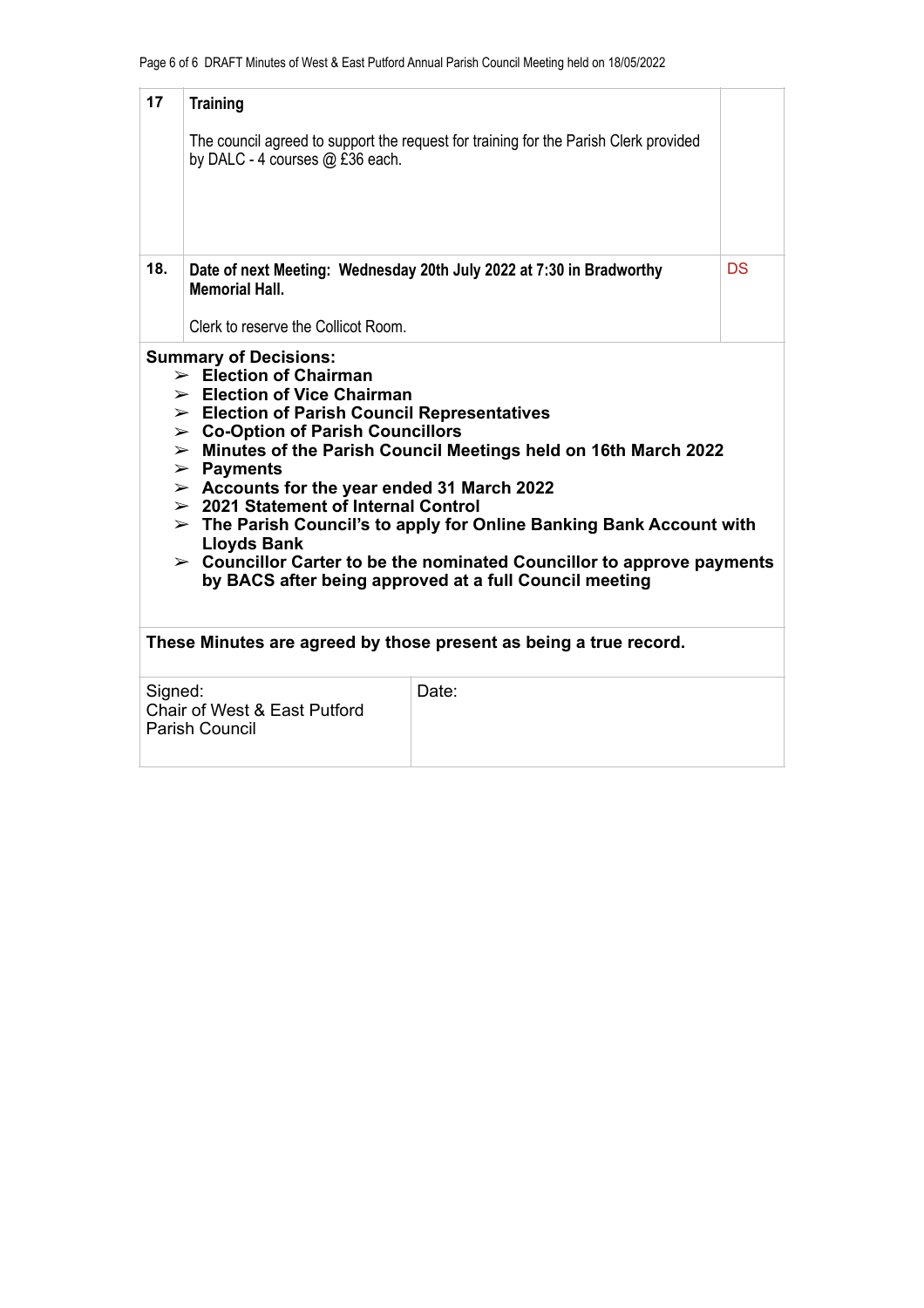| | | |
|---|---|---|
| 17 | **Training**<br><br>The council agreed to support the request for training for the Parish Clerk provided by DALC - 4 courses @ £36 each. | |
| 18. | **Date of next Meeting: Wednesday 20th July 2022 at 7:30 in Bradworthy Memorial Hall.**<br><br>Clerk to reserve the Collicot Room. | DS |

**Summary of Decisions:**

- **Election of Chairman**
- **Election of Vice Chairman**
- **Election of Parish Council Representatives**
- **Co-Option of Parish Councillors**
- **Minutes of the Parish Council Meetings held on 16th March 2022**
- **Payments**
- **Accounts for the year ended 31 March 2022**
- **2021 Statement of Internal Control**
- **The Parish Council's to apply for Online Banking Bank Account with Lloyds Bank**
- **Councillor Carter to be the nominated Councillor to approve payments by BACS after being approved at a full Council meeting**

**These Minutes are agreed by those present as being a true record.**

| | |
|---|---|
| Signed:<br>Chair of West & East Putford Parish Council | Date: |